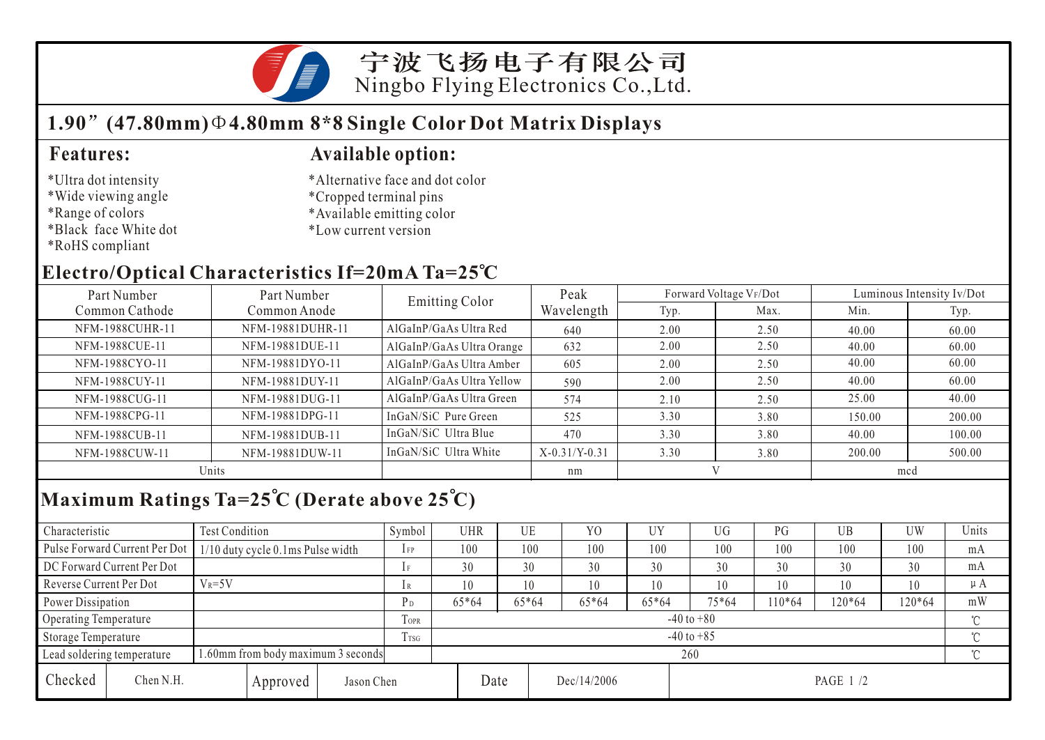宁波飞扬电子有限公司
Ningbo Flying Electronics Co.,Ltd.

# 1.90”(47.80mm)Φ4.80mm 8*8 Single Color Dot Matrix Displays

## Features:

*Ultra dot intensity
*Wide viewing angle
*Range of colors
*Black face White dot
*RoHS compliant

## Available option:

*Alternative face and dot color
*Cropped terminal pins
*Available emitting color
*Low current version

## Electro/Optical Characteristics If=20mA Ta=25℃

| Part Number Common Cathode | Part Number Common Anode | Emitting Color | Peak Wavelength | Forward Voltage $V_F$/Dot | | Luminous Intensity Iv/Dot | |
|---|---|---|---|---|---|---|---|
| | | | | Typ. | Max. | Min. | Typ. |
| NFM-1988CUHR-11 | NFM-19881DUHR-11 | AlGaInP/GaAs Ultra Red | 640 | 2.00 | 2.50 | 40.00 | 60.00 |
| NFM-1988CUE-11 | NFM-19881DUE-11 | AlGaInP/GaAs Ultra Orange | 632 | 2.00 | 2.50 | 40.00 | 60.00 |
| NFM-1988CYO-11 | NFM-19881DYO-11 | AlGaInP/GaAs Ultra Amber | 605 | 2.00 | 2.50 | 40.00 | 60.00 |
| NFM-1988CUY-11 | NFM-19881DUY-11 | AlGaInP/GaAs Ultra Yellow | 590 | 2.00 | 2.50 | 40.00 | 60.00 |
| NFM-1988CUG-11 | NFM-19881DUG-11 | AlGaInP/GaAs Ultra Green | 574 | 2.10 | 2.50 | 25.00 | 40.00 |
| NFM-1988CPG-11 | NFM-19881DPG-11 | InGaN/SiC Pure Green | 525 | 3.30 | 3.80 | 150.00 | 200.00 |
| NFM-1988CUB-11 | NFM-19881DUB-11 | InGaN/SiC Ultra Blue | 470 | 3.30 | 3.80 | 40.00 | 100.00 |
| NFM-1988CUW-11 | NFM-19881DUW-11 | InGaN/SiC Ultra White | X-0.31/Y-0.31 | 3.30 | 3.80 | 200.00 | 500.00 |
| Units | | | nm | V | | mcd | |

## Maximum Ratings Ta=25℃ (Derate above 25℃)

| Characteristic | Test Condition | Symbol | UHR | UE | YO | UY | UG | PG | UB | UW | Units |
|---|---|---|---|---|---|---|---|---|---|---|---|
| Pulse Forward Current Per Dot | 1/10 duty cycle 0.1ms Pulse width | $I_{FP}$ | 100 | 100 | 100 | 100 | 100 | 100 | 100 | 100 | mA |
| DC Forward Current Per Dot | | $I_F$ | 30 | 30 | 30 | 30 | 30 | 30 | 30 | 30 | mA |
| Reverse Current Per Dot | $V_R$=5V | $I_R$ | 10 | 10 | 10 | 10 | 10 | 10 | 10 | 10 | μA |
| Power Dissipation | | $P_D$ | 65*64 | 65*64 | 65*64 | 65*64 | 75*64 | 110*64 | 120*64 | 120*64 | mW |
| Operating Temperature | | $T_{OPR}$ | -40 to +80 | | | | | | | | ℃ |
| Storage Temperature | | $T_{TSG}$ | -40 to +85 | | | | | | | | ℃ |
| Lead soldering temperature | 1.60mm from body maximum 3 seconds | | 260 | | | | | | | | ℃ |

| Checked | Chen N.H. | Approved | Jason Chen | Date | Dec/14/2006 |
|---|---|---|---|---|---|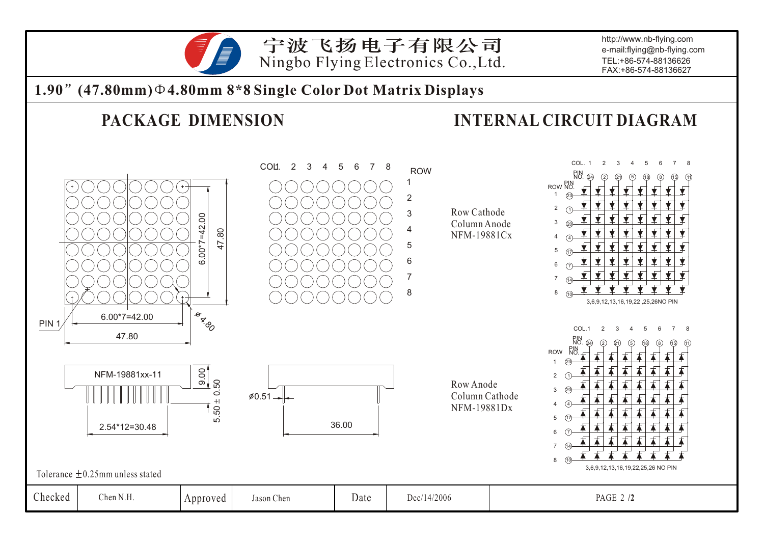宁波飞扬电子有限公司
Ningbo Flying Electronics Co.,Ltd.

http://www.nb-flying.com
e-mail:flying@nb-flying.com
TEL:+86-574-88136626
FAX:+86-574-88136627

## 1.90”(47.80mm) Φ4.80mm 8*8 Single Color Dot Matrix Displays

### PACKAGE DIMENSION

COL. 1 2 3 4 5 6 7 8

ROW 1 2 3 4 5 6 7 8

6.00*7=42.00

47.80

PIN 1

ø4.80

NFM-19881xx-11

9.00

5.50 ± 0.50

2.54*12=30.48

ø0.51

36.00

Tolerance ±0.25mm unless stated

### INTERNAL CIRCUIT DIAGRAM

Row Cathode
Column Anode
NFM-19881Cx

COL. 1 2 3 4 5 6 7 8

PIN NO. 24 2 21 5 18 8 15 11

| ROW | PIN NO. |
|---|---|
| 1 | 23 |
| 2 | 1 |
| 3 | 20 |
| 4 | 4 |
| 5 | 17 |
| 6 | 7 |
| 7 | 14 |
| 8 | 10 |

3,6,9,12,13,16,19,22 ,25,26NO PIN

Row Anode
Column Cathode
NFM-19881Dx

COL. 1 2 3 4 5 6 7 8

PIN NO. 24 2 21 5 18 8 15 11

| ROW | PIN NO. |
|---|---|
| 1 | 23 |
| 2 | 1 |
| 3 | 20 |
| 4 | 4 |
| 5 | 17 |
| 6 | 7 |
| 7 | 14 |
| 8 | 10 |

3,6,9,12,13,16,19,22,25,26 NO PIN

| Checked | Chen N.H. | Approved | Jason Chen | Date | Dec/14/2006 | PAGE 2 /2 |
|---|---|---|---|---|---|---|